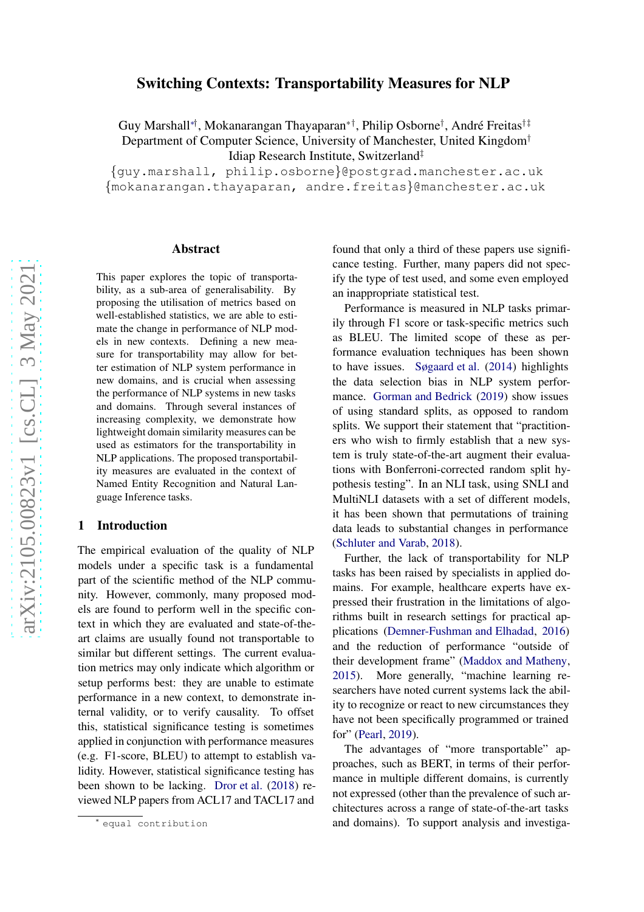# Switching Contexts: Transportability Measures for NLP

Guy Marshall[*†], Mokanarangan Thayaparan[*†], Philip Osborne[†], André Freitas[†‡]
Department of Computer Science, University of Manchester, United Kingdom[†]
Idiap Research Institute, Switzerland[‡]
{guy.marshall, philip.osborne}@postgrad.manchester.ac.uk
{mokanarangan.thayaparan, andre.freitas}@manchester.ac.uk

## Abstract

This paper explores the topic of transportability, as a sub-area of generalisability. By proposing the utilisation of metrics based on well-established statistics, we are able to estimate the change in performance of NLP models in new contexts. Defining a new measure for transportability may allow for better estimation of NLP system performance in new domains, and is crucial when assessing the performance of NLP systems in new tasks and domains. Through several instances of increasing complexity, we demonstrate how lightweight domain similarity measures can be used as estimators for the transportability in NLP applications. The proposed transportability measures are evaluated in the context of Named Entity Recognition and Natural Language Inference tasks.

## 1 Introduction

The empirical evaluation of the quality of NLP models under a specific task is a fundamental part of the scientific method of the NLP community. However, commonly, many proposed models are found to perform well in the specific context in which they are evaluated and state-of-the-art claims are usually found not transportable to similar but different settings. The current evaluation metrics may only indicate which algorithm or setup performs best: they are unable to estimate performance in a new context, to demonstrate internal validity, or to verify causality. To offset this, statistical significance testing is sometimes applied in conjunction with performance measures (e.g. F1-score, BLEU) to attempt to establish validity. However, statistical significance testing has been shown to be lacking. Dror et al. (2018) reviewed NLP papers from ACL17 and TACL17 and found that only a third of these papers use significance testing. Further, many papers did not specify the type of test used, and some even employed an inappropriate statistical test.

Performance is measured in NLP tasks primarily through F1 score or task-specific metrics such as BLEU. The limited scope of these as performance evaluation techniques has been shown to have issues. Søgaard et al. (2014) highlights the data selection bias in NLP system performance. Gorman and Bedrick (2019) show issues of using standard splits, as opposed to random splits. We support their statement that "practitioners who wish to firmly establish that a new system is truly state-of-the-art augment their evaluations with Bonferroni-corrected random split hypothesis testing". In an NLI task, using SNLI and MultiNLI datasets with a set of different models, it has been shown that permutations of training data leads to substantial changes in performance (Schluter and Varab, 2018).

Further, the lack of transportability for NLP tasks has been raised by specialists in applied domains. For example, healthcare experts have expressed their frustration in the limitations of algorithms built in research settings for practical applications (Demner-Fushman and Elhadad, 2016) and the reduction of performance "outside of their development frame" (Maddox and Matheny, 2015). More generally, "machine learning researchers have noted current systems lack the ability to recognize or react to new circumstances they have not been specifically programmed or trained for" (Pearl, 2019).

The advantages of "more transportable" approaches, such as BERT, in terms of their performance in multiple different domains, is currently not expressed (other than the prevalence of such architectures across a range of state-of-the-art tasks and domains). To support analysis and investiga-

[*] equal contribution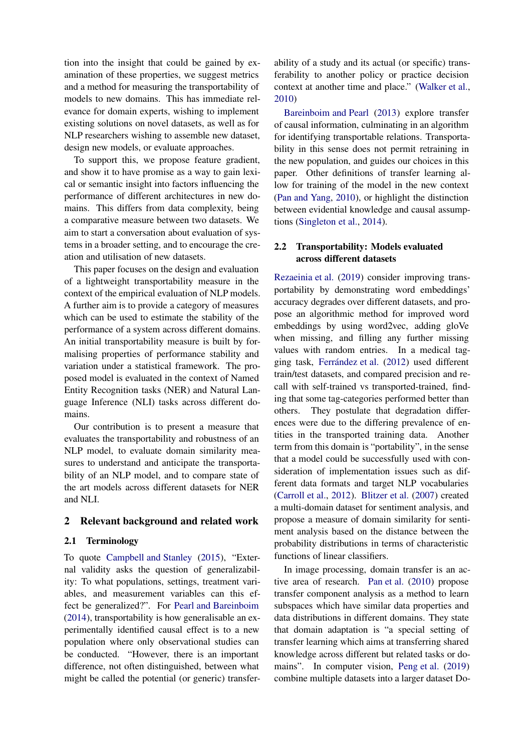tion into the insight that could be gained by examination of these properties, we suggest metrics and a method for measuring the transportability of models to new domains. This has immediate relevance for domain experts, wishing to implement existing solutions on novel datasets, as well as for NLP researchers wishing to assemble new dataset, design new models, or evaluate approaches.

To support this, we propose feature gradient, and show it to have promise as a way to gain lexical or semantic insight into factors influencing the performance of different architectures in new domains. This differs from data complexity, being a comparative measure between two datasets. We aim to start a conversation about evaluation of systems in a broader setting, and to encourage the creation and utilisation of new datasets.

This paper focuses on the design and evaluation of a lightweight transportability measure in the context of the empirical evaluation of NLP models. A further aim is to provide a category of measures which can be used to estimate the stability of the performance of a system across different domains. An initial transportability measure is built by formalising properties of performance stability and variation under a statistical framework. The proposed model is evaluated in the context of Named Entity Recognition tasks (NER) and Natural Language Inference (NLI) tasks across different domains.

Our contribution is to present a measure that evaluates the transportability and robustness of an NLP model, to evaluate domain similarity measures to understand and anticipate the transportability of an NLP model, and to compare state of the art models across different datasets for NER and NLI.

## 2 Relevant background and related work

### 2.1 Terminology

To quote Campbell and Stanley (2015), "External validity asks the question of generalizability: To what populations, settings, treatment variables, and measurement variables can this effect be generalized?". For Pearl and Bareinboim (2014), transportability is how generalisable an experimentally identified causal effect is to a new population where only observational studies can be conducted. "However, there is an important difference, not often distinguished, between what might be called the potential (or generic) transferability of a study and its actual (or specific) transferability to another policy or practice decision context at another time and place." (Walker et al., 2010)

Bareinboim and Pearl (2013) explore transfer of causal information, culminating in an algorithm for identifying transportable relations. Transportability in this sense does not permit retraining in the new population, and guides our choices in this paper. Other definitions of transfer learning allow for training of the model in the new context (Pan and Yang, 2010), or highlight the distinction between evidential knowledge and causal assumptions (Singleton et al., 2014).

### 2.2 Transportability: Models evaluated across different datasets

Rezaeinia et al. (2019) consider improving transportability by demonstrating word embeddings' accuracy degrades over different datasets, and propose an algorithmic method for improved word embeddings by using word2vec, adding gloVe when missing, and filling any further missing values with random entries. In a medical tagging task, Ferrández et al. (2012) used different train/test datasets, and compared precision and recall with self-trained vs transported-trained, finding that some tag-categories performed better than others. They postulate that degradation differences were due to the differing prevalence of entities in the transported training data. Another term from this domain is "portability", in the sense that a model could be successfully used with consideration of implementation issues such as different data formats and target NLP vocabularies (Carroll et al., 2012). Blitzer et al. (2007) created a multi-domain dataset for sentiment analysis, and propose a measure of domain similarity for sentiment analysis based on the distance between the probability distributions in terms of characteristic functions of linear classifiers.

In image processing, domain transfer is an active area of research. Pan et al. (2010) propose transfer component analysis as a method to learn subspaces which have similar data properties and data distributions in different domains. They state that domain adaptation is "a special setting of transfer learning which aims at transferring shared knowledge across different but related tasks or domains". In computer vision, Peng et al. (2019) combine multiple datasets into a larger dataset Do-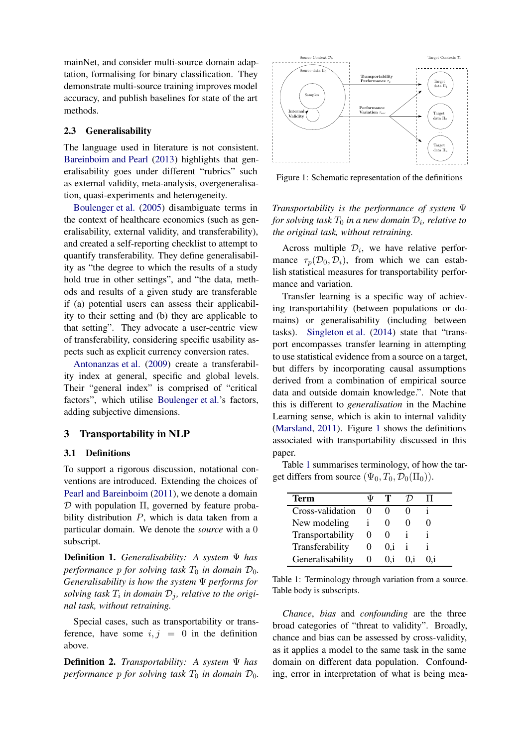mainNet, and consider multi-source domain adaptation, formalising for binary classification. They demonstrate multi-source training improves model accuracy, and publish baselines for state of the art methods.

### 2.3 Generalisability

The language used in literature is not consistent. Bareinboim and Pearl (2013) highlights that generalisability goes under different "rubrics" such as external validity, meta-analysis, overgeneralisation, quasi-experiments and heterogeneity.

Boulenger et al. (2005) disambiguate terms in the context of healthcare economics (such as generalisability, external validity, and transferability), and created a self-reporting checklist to attempt to quantify transferability. They define generalisability as "the degree to which the results of a study hold true in other settings", and "the data, methods and results of a given study are transferable if (a) potential users can assess their applicability to their setting and (b) they are applicable to that setting". They advocate a user-centric view of transferability, considering specific usability aspects such as explicit currency conversion rates.

Antonanzas et al. (2009) create a transferability index at general, specific and global levels. Their "general index" is comprised of "critical factors", which utilise Boulenger et al.'s factors, adding subjective dimensions.

## 3 Transportability in NLP

### 3.1 Definitions

To support a rigorous discussion, notational conventions are introduced. Extending the choices of Pearl and Bareinboim (2011), we denote a domain $\mathcal{D}$ with population $\Pi$, governed by feature probability distribution $P$, which is data taken from a particular domain. We denote the *source* with a 0 subscript.

**Definition 1.** *Generalisability: A system $\Psi$ has performance $p$ for solving task $T_0$ in domain $\mathcal{D}_0$. Generalisability is how the system $\Psi$ performs for solving task $T_i$ in domain $\mathcal{D}_j$, relative to the original task, without retraining.*

Special cases, such as transportability or transference, have some $i, j = 0$ in the definition above.

**Definition 2.** *Transportability: A system $\Psi$ has performance $p$ for solving task $T_0$ in domain $\mathcal{D}_0$. Transportability is the performance of system $\Psi$ for solving task $T_0$ in a new domain $\mathcal{D}_i$, relative to the original task, without retraining.*

Source Context $\mathcal{D}_0$

Source data $\Pi_0$

Samples

Internal Validity

Transportability Performance $\tau_p$

Performance Variation $\tau_{var}$

Target Contexts $\mathcal{D}_i$

Target data $\Pi_1$

Target data $\Pi_2$

Target data $\Pi_n$

Figure 1: Schematic representation of the definitions

Across multiple $\mathcal{D}_i$, we have relative performance $\tau_p(\mathcal{D}_0, \mathcal{D}_i)$, from which we can establish statistical measures for transportability performance and variation.

Transfer learning is a specific way of achieving transportability (between populations or domains) or generalisability (including between tasks). Singleton et al. (2014) state that "transport encompasses transfer learning in attempting to use statistical evidence from a source on a target, but differs by incorporating causal assumptions derived from a combination of empirical source data and outside domain knowledge.". Note that this is different to *generalisation* in the Machine Learning sense, which is akin to internal validity (Marsland, 2011). Figure 1 shows the definitions associated with transportability discussed in this paper.

Table 1 summarises terminology, of how the target differs from source $(\Psi_0, T_0, \mathcal{D}_0(\Pi_0))$.

| Term | $\Psi$ | T | $\mathcal{D}$ | $\Pi$ |
|---|---|---|---|---|
| Cross-validation | 0 | 0 | 0 | i |
| New modeling | i | 0 | 0 | 0 |
| Transportability | 0 | 0 | i | i |
| Transferability | 0 | 0,i | i | i |
| Generalisability | 0 | 0,i | 0,i | 0,i |

Table 1: Terminology through variation from a source. Table body is subscripts.

*Chance*, *bias* and *confounding* are the three broad categories of "threat to validity". Broadly, chance and bias can be assessed by cross-validity, as it applies a model to the same task in the same domain on different data population. Confounding, error in interpretation of what is being mea-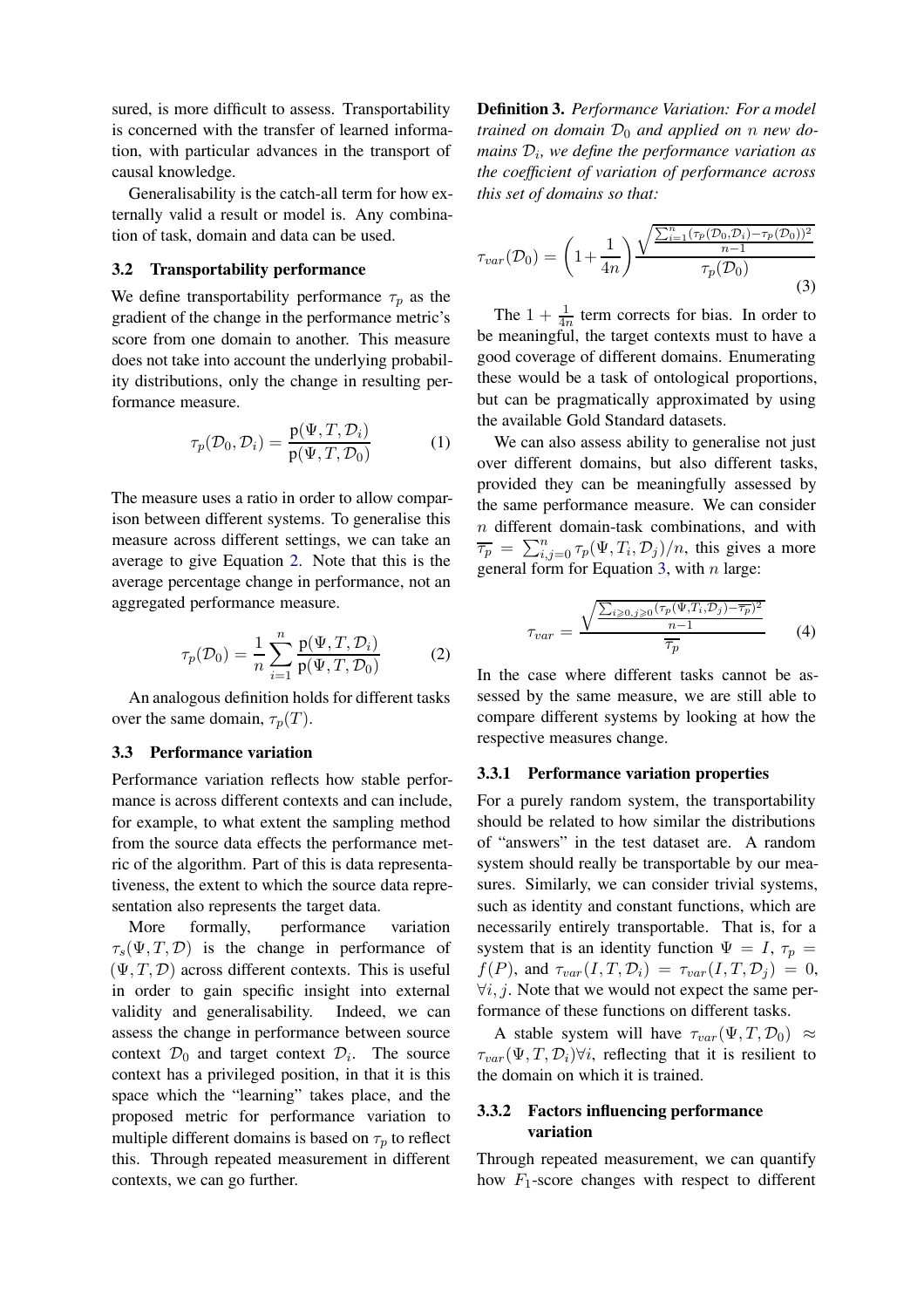sured, is more difficult to assess. Transportability is concerned with the transfer of learned information, with particular advances in the transport of causal knowledge.

Generalisability is the catch-all term for how externally valid a result or model is. Any combination of task, domain and data can be used.

### 3.2 Transportability performance

We define transportability performance $\tau_p$ as the gradient of the change in the performance metric's score from one domain to another. This measure does not take into account the underlying probability distributions, only the change in resulting performance measure.

$$\tau_p(\mathcal{D}_0, \mathcal{D}_i) = \frac{\mathrm{p}(\Psi, T, \mathcal{D}_i)}{\mathrm{p}(\Psi, T, \mathcal{D}_0)} \quad (1)$$

The measure uses a ratio in order to allow comparison between different systems. To generalise this measure across different settings, we can take an average to give Equation 2. Note that this is the average percentage change in performance, not an aggregated performance measure.

$$\tau_p(\mathcal{D}_0) = \frac{1}{n} \sum_{i=1}^{n} \frac{\mathrm{p}(\Psi, T, \mathcal{D}_i)}{\mathrm{p}(\Psi, T, \mathcal{D}_0)} \quad (2)$$

An analogous definition holds for different tasks over the same domain, $\tau_p(T)$.

### 3.3 Performance variation

Performance variation reflects how stable performance is across different contexts and can include, for example, to what extent the sampling method from the source data effects the performance metric of the algorithm. Part of this is data representativeness, the extent to which the source data representation also represents the target data.

More formally, performance variation $\tau_s(\Psi, T, \mathcal{D})$ is the change in performance of $(\Psi, T, \mathcal{D})$ across different contexts. This is useful in order to gain specific insight into external validity and generalisability. Indeed, we can assess the change in performance between source context $\mathcal{D}_0$ and target context $\mathcal{D}_i$. The source context has a privileged position, in that it is this space which the "learning" takes place, and the proposed metric for performance variation to multiple different domains is based on $\tau_p$ to reflect this. Through repeated measurement in different contexts, we can go further.

**Definition 3.** *Performance Variation: For a model trained on domain $\mathcal{D}_0$ and applied on $n$ new domains $\mathcal{D}_i$, we define the performance variation as the coefficient of variation of performance across this set of domains so that:*

$$\tau_{var}(\mathcal{D}_0) = \left(1 + \frac{1}{4n}\right) \frac{\sqrt{\frac{\sum_{i=1}^{n}(\tau_p(\mathcal{D}_0, \mathcal{D}_i) - \tau_p(\mathcal{D}_0))^2}{n-1}}}{\tau_p(\mathcal{D}_0)} \quad (3)$$

The $1 + \frac{1}{4n}$ term corrects for bias. In order to be meaningful, the target contexts must to have a good coverage of different domains. Enumerating these would be a task of ontological proportions, but can be pragmatically approximated by using the available Gold Standard datasets.

We can also assess ability to generalise not just over different domains, but also different tasks, provided they can be meaningfully assessed by the same performance measure. We can consider $n$ different domain-task combinations, and with $\overline{\tau_p} = \sum_{i,j=0}^{n} \tau_p(\Psi, T_i, \mathcal{D}_j)/n$, this gives a more general form for Equation 3, with $n$ large:

$$\tau_{var} = \frac{\sqrt{\frac{\sum_{i \geqslant 0, j \geqslant 0}(\tau_p(\Psi, T_i, \mathcal{D}_j) - \overline{\tau_p})^2}{n-1}}}{\overline{\tau_p}} \quad (4)$$

In the case where different tasks cannot be assessed by the same measure, we are still able to compare different systems by looking at how the respective measures change.

#### 3.3.1 Performance variation properties

For a purely random system, the transportability should be related to how similar the distributions of "answers" in the test dataset are. A random system should really be transportable by our measures. Similarly, we can consider trivial systems, such as identity and constant functions, which are necessarily entirely transportable. That is, for a system that is an identity function $\Psi = I$, $\tau_p = f(P)$, and $\tau_{var}(I, T, \mathcal{D}_i) = \tau_{var}(I, T, \mathcal{D}_j) = 0$, $\forall i, j$. Note that we would not expect the same performance of these functions on different tasks.

A stable system will have $\tau_{var}(\Psi, T, \mathcal{D}_0) \approx \tau_{var}(\Psi, T, \mathcal{D}_i) \forall i$, reflecting that it is resilient to the domain on which it is trained.

#### 3.3.2 Factors influencing performance variation

Through repeated measurement, we can quantify how $F_1$-score changes with respect to different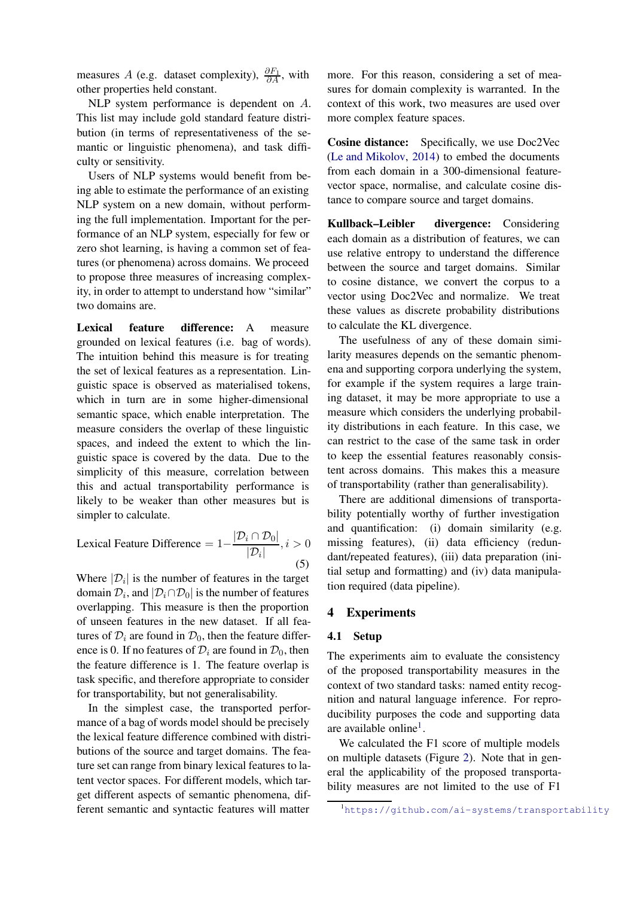measures $A$ (e.g. dataset complexity), $\frac{\partial F_1}{\partial A}$, with other properties held constant.

NLP system performance is dependent on $A$. This list may include gold standard feature distribution (in terms of representativeness of the semantic or linguistic phenomena), and task difficulty or sensitivity.

Users of NLP systems would benefit from being able to estimate the performance of an existing NLP system on a new domain, without performing the full implementation. Important for the performance of an NLP system, especially for few or zero shot learning, is having a common set of features (or phenomena) across domains. We proceed to propose three measures of increasing complexity, in order to attempt to understand how "similar" two domains are.

**Lexical feature difference:** A measure grounded on lexical features (i.e. bag of words). The intuition behind this measure is for treating the set of lexical features as a representation. Linguistic space is observed as materialised tokens, which in turn are in some higher-dimensional semantic space, which enable interpretation. The measure considers the overlap of these linguistic spaces, and indeed the extent to which the linguistic space is covered by the data. Due to the simplicity of this measure, correlation between this and actual transportability performance is likely to be weaker than other measures but is simpler to calculate.

$$\text{Lexical Feature Difference} = 1 - \frac{|\mathcal{D}_i \cap \mathcal{D}_0|}{|\mathcal{D}_i|}, i > 0 \quad (5)$$

Where $|\mathcal{D}_i|$ is the number of features in the target domain $\mathcal{D}_i$, and $|\mathcal{D}_i \cap \mathcal{D}_0|$ is the number of features overlapping. This measure is then the proportion of unseen features in the new dataset. If all features of $\mathcal{D}_i$ are found in $\mathcal{D}_0$, then the feature difference is 0. If no features of $\mathcal{D}_i$ are found in $\mathcal{D}_0$, then the feature difference is 1. The feature overlap is task specific, and therefore appropriate to consider for transportability, but not generalisability.

In the simplest case, the transported performance of a bag of words model should be precisely the lexical feature difference combined with distributions of the source and target domains. The feature set can range from binary lexical features to latent vector spaces. For different models, which target different aspects of semantic phenomena, different semantic and syntactic features will matter more. For this reason, considering a set of measures for domain complexity is warranted. In the context of this work, two measures are used over more complex feature spaces.

**Cosine distance:** Specifically, we use Doc2Vec (Le and Mikolov, 2014) to embed the documents from each domain in a 300-dimensional feature-vector space, normalise, and calculate cosine distance to compare source and target domains.

**Kullback–Leibler divergence:** Considering each domain as a distribution of features, we can use relative entropy to understand the difference between the source and target domains. Similar to cosine distance, we convert the corpus to a vector using Doc2Vec and normalize. We treat these values as discrete probability distributions to calculate the KL divergence.

The usefulness of any of these domain similarity measures depends on the semantic phenomena and supporting corpora underlying the system, for example if the system requires a large training dataset, it may be more appropriate to use a measure which considers the underlying probability distributions in each feature. In this case, we can restrict to the case of the same task in order to keep the essential features reasonably consistent across domains. This makes this a measure of transportability (rather than generalisability).

There are additional dimensions of transportability potentially worthy of further investigation and quantification: (i) domain similarity (e.g. missing features), (ii) data efficiency (redundant/repeated features), (iii) data preparation (initial setup and formatting) and (iv) data manipulation required (data pipeline).

## 4 Experiments

### 4.1 Setup

The experiments aim to evaluate the consistency of the proposed transportability measures in the context of two standard tasks: named entity recognition and natural language inference. For reproducibility purposes the code and supporting data are available online[1].

We calculated the F1 score of multiple models on multiple datasets (Figure 2). Note that in general the applicability of the proposed transportability measures are not limited to the use of F1

[1] https://github.com/ai-systems/transportability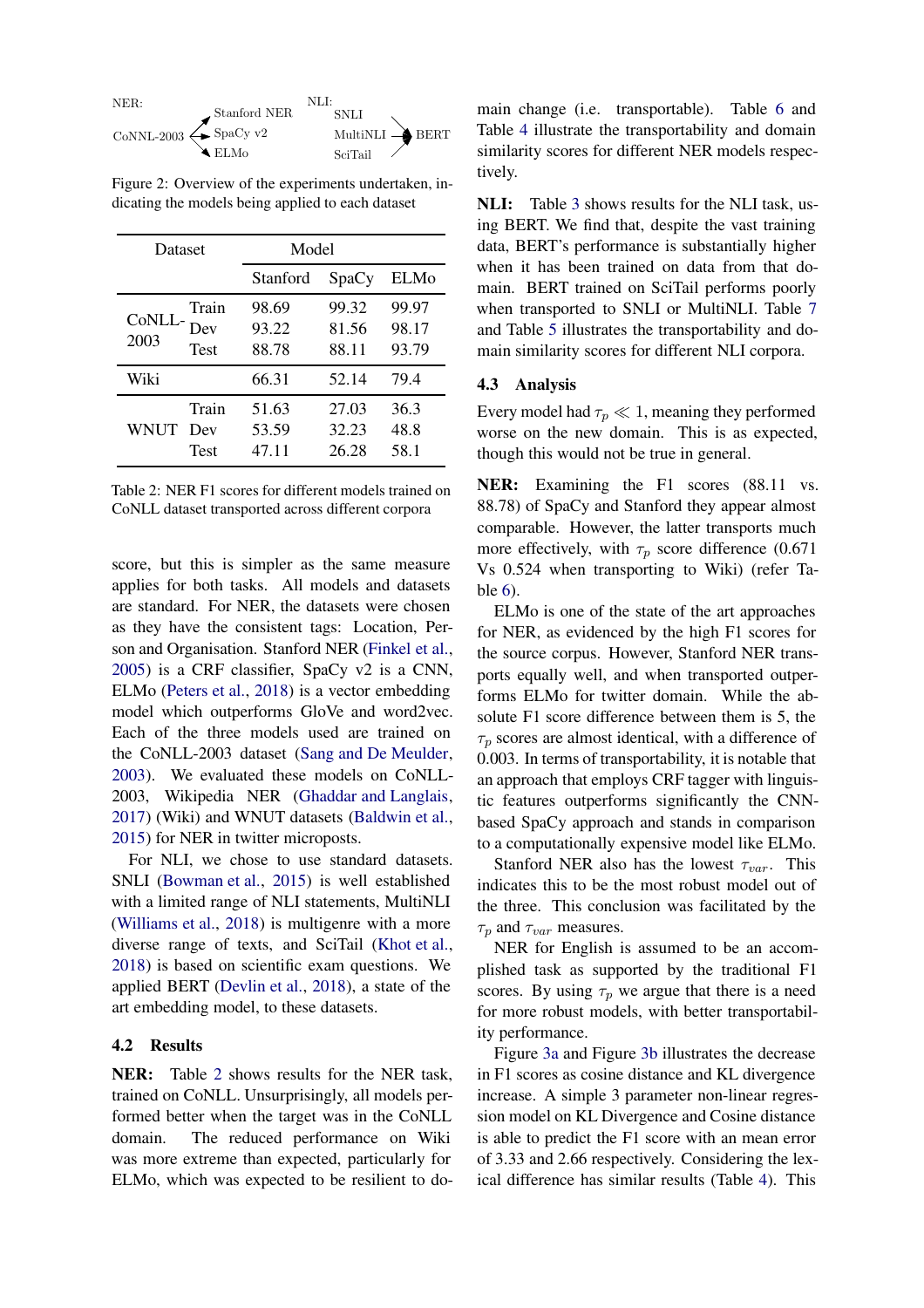NER: CoNLL-2003 → Stanford NER, SpaCy v2, ELMo

NLI: SNLI, MultiNLI, SciTail → BERT

Figure 2: Overview of the experiments undertaken, indicating the models being applied to each dataset

| Dataset | | Model | | |
|---|---|---|---|---|
| | | Stanford | SpaCy | ELMo |
| CoNLL-2003 | Train | 98.69 | 99.32 | 99.97 |
| | Dev | 93.22 | 81.56 | 98.17 |
| | Test | 88.78 | 88.11 | 93.79 |
| Wiki | | 66.31 | 52.14 | 79.4 |
| WNUT | Train | 51.63 | 27.03 | 36.3 |
| | Dev | 53.59 | 32.23 | 48.8 |
| | Test | 47.11 | 26.28 | 58.1 |

Table 2: NER F1 scores for different models trained on CoNLL dataset transported across different corpora

score, but this is simpler as the same measure applies for both tasks. All models and datasets are standard. For NER, the datasets were chosen as they have the consistent tags: Location, Person and Organisation. Stanford NER (Finkel et al., 2005) is a CRF classifier, SpaCy v2 is a CNN, ELMo (Peters et al., 2018) is a vector embedding model which outperforms GloVe and word2vec. Each of the three models used are trained on the CoNLL-2003 dataset (Sang and De Meulder, 2003). We evaluated these models on CoNLL-2003, Wikipedia NER (Ghaddar and Langlais, 2017) (Wiki) and WNUT datasets (Baldwin et al., 2015) for NER in twitter microposts.

For NLI, we chose to use standard datasets. SNLI (Bowman et al., 2015) is well established with a limited range of NLI statements, MultiNLI (Williams et al., 2018) is multigenre with a more diverse range of texts, and SciTail (Khot et al., 2018) is based on scientific exam questions. We applied BERT (Devlin et al., 2018), a state of the art embedding model, to these datasets.

### 4.2 Results

**NER:** Table 2 shows results for the NER task, trained on CoNLL. Unsurprisingly, all models performed better when the target was in the CoNLL domain. The reduced performance on Wiki was more extreme than expected, particularly for ELMo, which was expected to be resilient to domain change (i.e. transportable). Table 6 and Table 4 illustrate the transportability and domain similarity scores for different NER models respectively.

**NLI:** Table 3 shows results for the NLI task, using BERT. We find that, despite the vast training data, BERT's performance is substantially higher when it has been trained on data from that domain. BERT trained on SciTail performs poorly when transported to SNLI or MultiNLI. Table 7 and Table 5 illustrates the transportability and domain similarity scores for different NLI corpora.

### 4.3 Analysis

Every model had $\tau_p \ll 1$, meaning they performed worse on the new domain. This is as expected, though this would not be true in general.

**NER:** Examining the F1 scores (88.11 vs. 88.78) of SpaCy and Stanford they appear almost comparable. However, the latter transports much more effectively, with $\tau_p$ score difference (0.671 Vs 0.524 when transporting to Wiki) (refer Table 6).

ELMo is one of the state of the art approaches for NER, as evidenced by the high F1 scores for the source corpus. However, Stanford NER transports equally well, and when transported outperforms ELMo for twitter domain. While the absolute F1 score difference between them is 5, the $\tau_p$ scores are almost identical, with a difference of 0.003. In terms of transportability, it is notable that an approach that employs CRF tagger with linguistic features outperforms significantly the CNN-based SpaCy approach and stands in comparison to a computationally expensive model like ELMo.

Stanford NER also has the lowest $\tau_{var}$. This indicates this to be the most robust model out of the three. This conclusion was facilitated by the $\tau_p$ and $\tau_{var}$ measures.

NER for English is assumed to be an accomplished task as supported by the traditional F1 scores. By using $\tau_p$ we argue that there is a need for more robust models, with better transportability performance.

Figure 3a and Figure 3b illustrates the decrease in F1 scores as cosine distance and KL divergence increase. A simple 3 parameter non-linear regression model on KL Divergence and Cosine distance is able to predict the F1 score with an mean error of 3.33 and 2.66 respectively. Considering the lexical difference has similar results (Table 4). This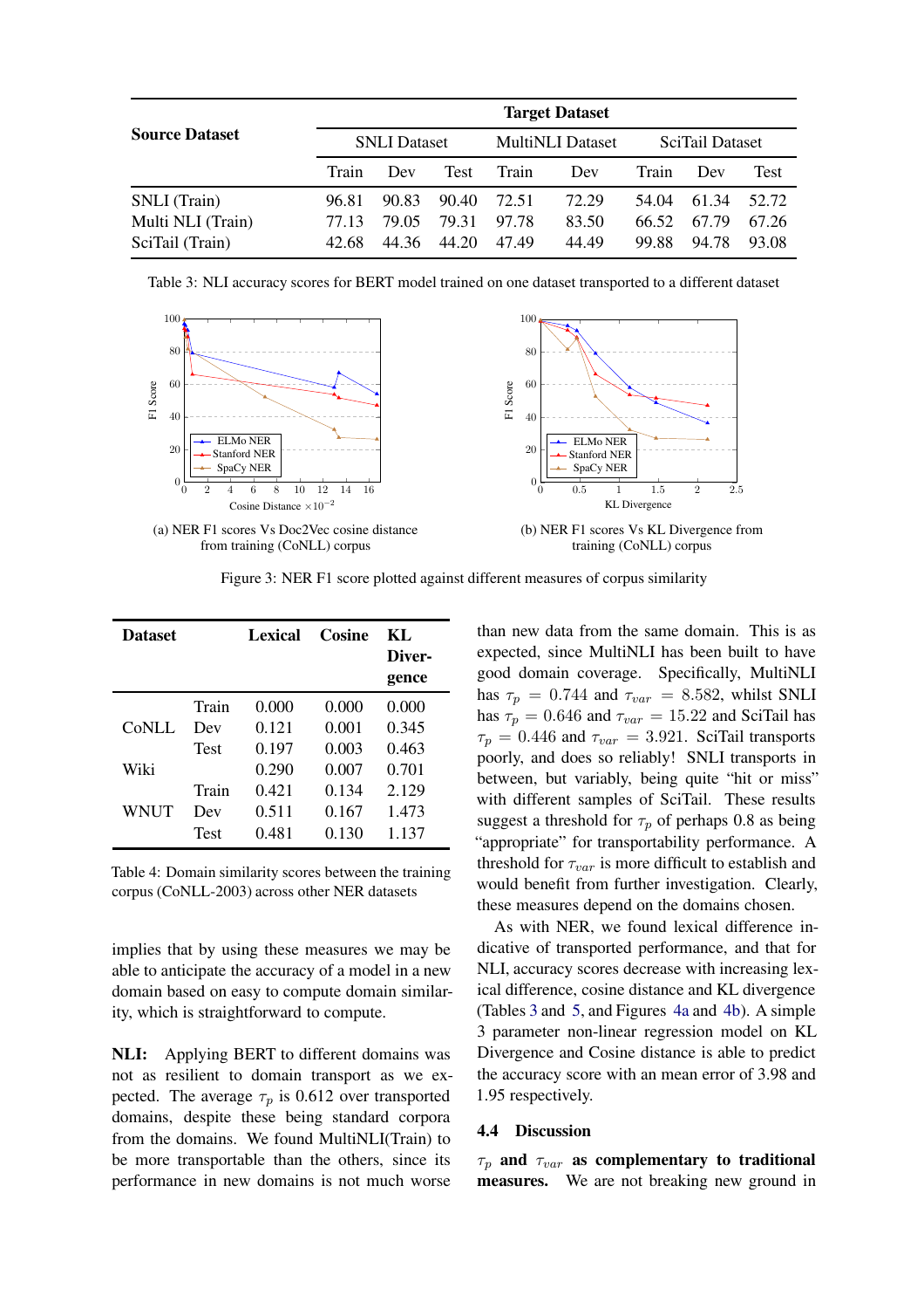| Source Dataset | Target Dataset | | | | | | | |
|---|---|---|---|---|---|---|---|---|
| | SNLI Dataset | | | MultiNLI Dataset | | SciTail Dataset | | |
| | Train | Dev | Test | Train | Dev | Train | Dev | Test |
| SNLI (Train) | 96.81 | 90.83 | 90.40 | 72.51 | 72.29 | 54.04 | 61.34 | 52.72 |
| Multi NLI (Train) | 77.13 | 79.05 | 79.31 | 97.78 | 83.50 | 66.52 | 67.79 | 67.26 |
| SciTail (Train) | 42.68 | 44.36 | 44.20 | 47.49 | 44.49 | 99.88 | 94.78 | 93.08 |

Table 3: NLI accuracy scores for BERT model trained on one dataset transported to a different dataset

F1 Score
ELMo NER
Stanford NER
SpaCy NER
Cosine Distance $\times 10^{-2}$

(a) NER F1 scores Vs Doc2Vec cosine distance from training (CoNLL) corpus

F1 Score
ELMo NER
Stanford NER
SpaCy NER
KL Divergence

(b) NER F1 scores Vs KL Divergence from training (CoNLL) corpus

Figure 3: NER F1 score plotted against different measures of corpus similarity

| Dataset | | Lexical | Cosine | KL Divergence |
|---|---|---|---|---|
| CoNLL | Train | 0.000 | 0.000 | 0.000 |
| | Dev | 0.121 | 0.001 | 0.345 |
| | Test | 0.197 | 0.003 | 0.463 |
| Wiki | | 0.290 | 0.007 | 0.701 |
| WNUT | Train | 0.421 | 0.134 | 2.129 |
| | Dev | 0.511 | 0.167 | 1.473 |
| | Test | 0.481 | 0.130 | 1.137 |

Table 4: Domain similarity scores between the training corpus (CoNLL-2003) across other NER datasets

implies that by using these measures we may be able to anticipate the accuracy of a model in a new domain based on easy to compute domain similarity, which is straightforward to compute.

**NLI:** Applying BERT to different domains was not as resilient to domain transport as we expected. The average $\tau_p$ is 0.612 over transported domains, despite these being standard corpora from the domains. We found MultiNLI(Train) to be more transportable than the others, since its performance in new domains is not much worse than new data from the same domain. This is as expected, since MultiNLI has been built to have good domain coverage. Specifically, MultiNLI has $\tau_p = 0.744$ and $\tau_{var} = 8.582$, whilst SNLI has $\tau_p = 0.646$ and $\tau_{var} = 15.22$ and SciTail has $\tau_p = 0.446$ and $\tau_{var} = 3.921$. SciTail transports poorly, and does so reliably! SNLI transports in between, but variably, being quite "hit or miss" with different samples of SciTail. These results suggest a threshold for $\tau_p$ of perhaps 0.8 as being "appropriate" for transportability performance. A threshold for $\tau_{var}$ is more difficult to establish and would benefit from further investigation. Clearly, these measures depend on the domains chosen.

As with NER, we found lexical difference indicative of transported performance, and that for NLI, accuracy scores decrease with increasing lexical difference, cosine distance and KL divergence (Tables 3 and 5, and Figures 4a and 4b). A simple 3 parameter non-linear regression model on KL Divergence and Cosine distance is able to predict the accuracy score with an mean error of 3.98 and 1.95 respectively.

### 4.4 Discussion

**$\tau_p$ and $\tau_{var}$ as complementary to traditional measures.** We are not breaking new ground in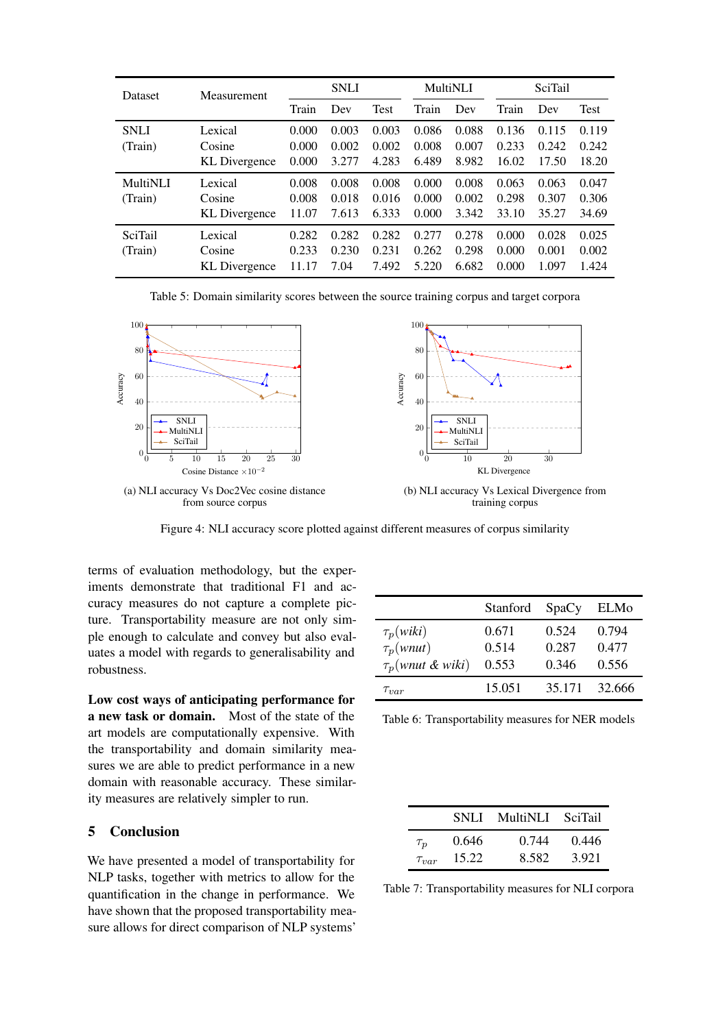| Dataset | Measurement | SNLI | | | MultiNLI | | SciTail | | |
|---|---|---|---|---|---|---|---|---|---|
| | | Train | Dev | Test | Train | Dev | Train | Dev | Test |
| SNLI (Train) | Lexical | 0.000 | 0.003 | 0.003 | 0.086 | 0.088 | 0.136 | 0.115 | 0.119 |
| | Cosine | 0.000 | 0.002 | 0.002 | 0.008 | 0.007 | 0.233 | 0.242 | 0.242 |
| | KL Divergence | 0.000 | 3.277 | 4.283 | 6.489 | 8.982 | 16.02 | 17.50 | 18.20 |
| MultiNLI (Train) | Lexical | 0.008 | 0.008 | 0.008 | 0.000 | 0.008 | 0.063 | 0.063 | 0.047 |
| | Cosine | 0.008 | 0.018 | 0.016 | 0.000 | 0.002 | 0.298 | 0.307 | 0.306 |
| | KL Divergence | 11.07 | 7.613 | 6.333 | 0.000 | 3.342 | 33.10 | 35.27 | 34.69 |
| SciTail (Train) | Lexical | 0.282 | 0.282 | 0.282 | 0.277 | 0.278 | 0.000 | 0.028 | 0.025 |
| | Cosine | 0.233 | 0.230 | 0.231 | 0.262 | 0.298 | 0.000 | 0.001 | 0.002 |
| | KL Divergence | 11.17 | 7.04 | 7.492 | 5.220 | 6.682 | 0.000 | 1.097 | 1.424 |

Table 5: Domain similarity scores between the source training corpus and target corpora

Accuracy
100
80
60
40
20
0
0 5 10 15 20 25 30
Cosine Distance $\times 10^{-2}$
SNLI
MultiNLI
SciTail

(a) NLI accuracy Vs Doc2Vec cosine distance from source corpus

Accuracy
100
80
60
40
20
0
0 10 20 30
KL Divergence
SNLI
MultiNLI
SciTail

(b) NLI accuracy Vs Lexical Divergence from training corpus

Figure 4: NLI accuracy score plotted against different measures of corpus similarity

terms of evaluation methodology, but the experiments demonstrate that traditional F1 and accuracy measures do not capture a complete picture. Transportability measure are not only simple enough to calculate and convey but also evaluates a model with regards to generalisability and robustness.

**Low cost ways of anticipating performance for a new task or domain.** Most of the state of the art models are computationally expensive. With the transportability and domain similarity measures we are able to predict performance in a new domain with reasonable accuracy. These similarity measures are relatively simpler to run.

## 5 Conclusion

We have presented a model of transportability for NLP tasks, together with metrics to allow for the quantification in the change in performance. We have shown that the proposed transportability measure allows for direct comparison of NLP systems'

| | Stanford | SpaCy | ELMo |
|---|---|---|---|
| $\tau_p(wiki)$ | 0.671 | 0.524 | 0.794 |
| $\tau_p(wnut)$ | 0.514 | 0.287 | 0.477 |
| $\tau_p(wnut\ \&\ wiki)$ | 0.553 | 0.346 | 0.556 |
| $\tau_{var}$ | 15.051 | 35.171 | 32.666 |

Table 6: Transportability measures for NER models

| | SNLI | MultiNLI | SciTail |
|---|---|---|---|
| $\tau_p$ | 0.646 | 0.744 | 0.446 |
| $\tau_{var}$ | 15.22 | 8.582 | 3.921 |

Table 7: Transportability measures for NLI corpora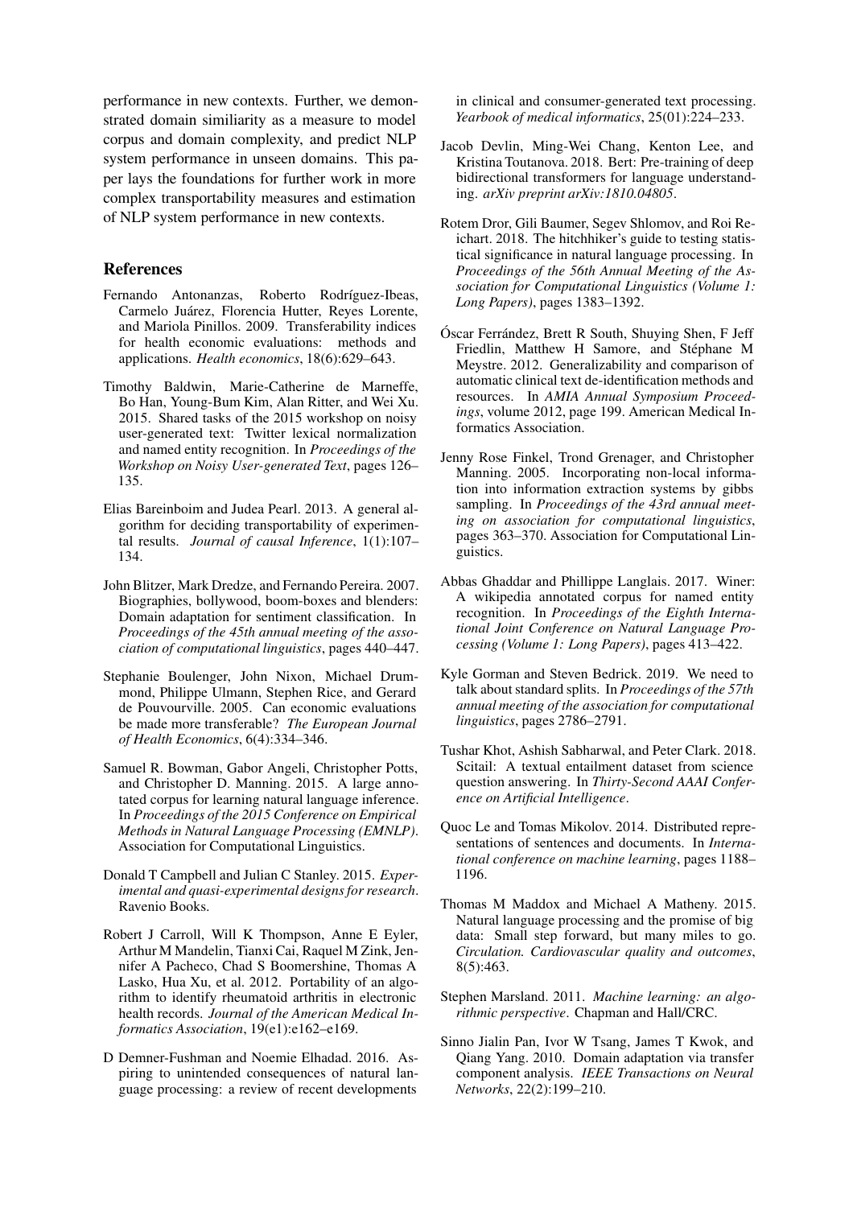performance in new contexts. Further, we demonstrated domain similiarity as a measure to model corpus and domain complexity, and predict NLP system performance in unseen domains. This paper lays the foundations for further work in more complex transportability measures and estimation of NLP system performance in new contexts.

## References

Fernando Antonanzas, Roberto Rodríguez-Ibeas, Carmelo Juárez, Florencia Hutter, Reyes Lorente, and Mariola Pinillos. 2009. Transferability indices for health economic evaluations: methods and applications. *Health economics*, 18(6):629–643.

Timothy Baldwin, Marie-Catherine de Marneffe, Bo Han, Young-Bum Kim, Alan Ritter, and Wei Xu. 2015. Shared tasks of the 2015 workshop on noisy user-generated text: Twitter lexical normalization and named entity recognition. In *Proceedings of the Workshop on Noisy User-generated Text*, pages 126–135.

Elias Bareinboim and Judea Pearl. 2013. A general algorithm for deciding transportability of experimental results. *Journal of causal Inference*, 1(1):107–134.

John Blitzer, Mark Dredze, and Fernando Pereira. 2007. Biographies, bollywood, boom-boxes and blenders: Domain adaptation for sentiment classification. In *Proceedings of the 45th annual meeting of the association of computational linguistics*, pages 440–447.

Stephanie Boulenger, John Nixon, Michael Drummond, Philippe Ulmann, Stephen Rice, and Gerard de Pouvourville. 2005. Can economic evaluations be made more transferable? *The European Journal of Health Economics*, 6(4):334–346.

Samuel R. Bowman, Gabor Angeli, Christopher Potts, and Christopher D. Manning. 2015. A large annotated corpus for learning natural language inference. In *Proceedings of the 2015 Conference on Empirical Methods in Natural Language Processing (EMNLP)*. Association for Computational Linguistics.

Donald T Campbell and Julian C Stanley. 2015. *Experimental and quasi-experimental designs for research*. Ravenio Books.

Robert J Carroll, Will K Thompson, Anne E Eyler, Arthur M Mandelin, Tianxi Cai, Raquel M Zink, Jennifer A Pacheco, Chad S Boomershine, Thomas A Lasko, Hua Xu, et al. 2012. Portability of an algorithm to identify rheumatoid arthritis in electronic health records. *Journal of the American Medical Informatics Association*, 19(e1):e162–e169.

D Demner-Fushman and Noemie Elhadad. 2016. Aspiring to unintended consequences of natural language processing: a review of recent developments in clinical and consumer-generated text processing. *Yearbook of medical informatics*, 25(01):224–233.

Jacob Devlin, Ming-Wei Chang, Kenton Lee, and Kristina Toutanova. 2018. Bert: Pre-training of deep bidirectional transformers for language understanding. *arXiv preprint arXiv:1810.04805*.

Rotem Dror, Gili Baumer, Segev Shlomov, and Roi Reichart. 2018. The hitchhiker's guide to testing statistical significance in natural language processing. In *Proceedings of the 56th Annual Meeting of the Association for Computational Linguistics (Volume 1: Long Papers)*, pages 1383–1392.

Óscar Ferrández, Brett R South, Shuying Shen, F Jeff Friedlin, Matthew H Samore, and Stéphane M Meystre. 2012. Generalizability and comparison of automatic clinical text de-identification methods and resources. In *AMIA Annual Symposium Proceedings*, volume 2012, page 199. American Medical Informatics Association.

Jenny Rose Finkel, Trond Grenager, and Christopher Manning. 2005. Incorporating non-local information into information extraction systems by gibbs sampling. In *Proceedings of the 43rd annual meeting on association for computational linguistics*, pages 363–370. Association for Computational Linguistics.

Abbas Ghaddar and Phillippe Langlais. 2017. Winer: A wikipedia annotated corpus for named entity recognition. In *Proceedings of the Eighth International Joint Conference on Natural Language Processing (Volume 1: Long Papers)*, pages 413–422.

Kyle Gorman and Steven Bedrick. 2019. We need to talk about standard splits. In *Proceedings of the 57th annual meeting of the association for computational linguistics*, pages 2786–2791.

Tushar Khot, Ashish Sabharwal, and Peter Clark. 2018. Scitail: A textual entailment dataset from science question answering. In *Thirty-Second AAAI Conference on Artificial Intelligence*.

Quoc Le and Tomas Mikolov. 2014. Distributed representations of sentences and documents. In *International conference on machine learning*, pages 1188–1196.

Thomas M Maddox and Michael A Matheny. 2015. Natural language processing and the promise of big data: Small step forward, but many miles to go. *Circulation. Cardiovascular quality and outcomes*, 8(5):463.

Stephen Marsland. 2011. *Machine learning: an algorithmic perspective*. Chapman and Hall/CRC.

Sinno Jialin Pan, Ivor W Tsang, James T Kwok, and Qiang Yang. 2010. Domain adaptation via transfer component analysis. *IEEE Transactions on Neural Networks*, 22(2):199–210.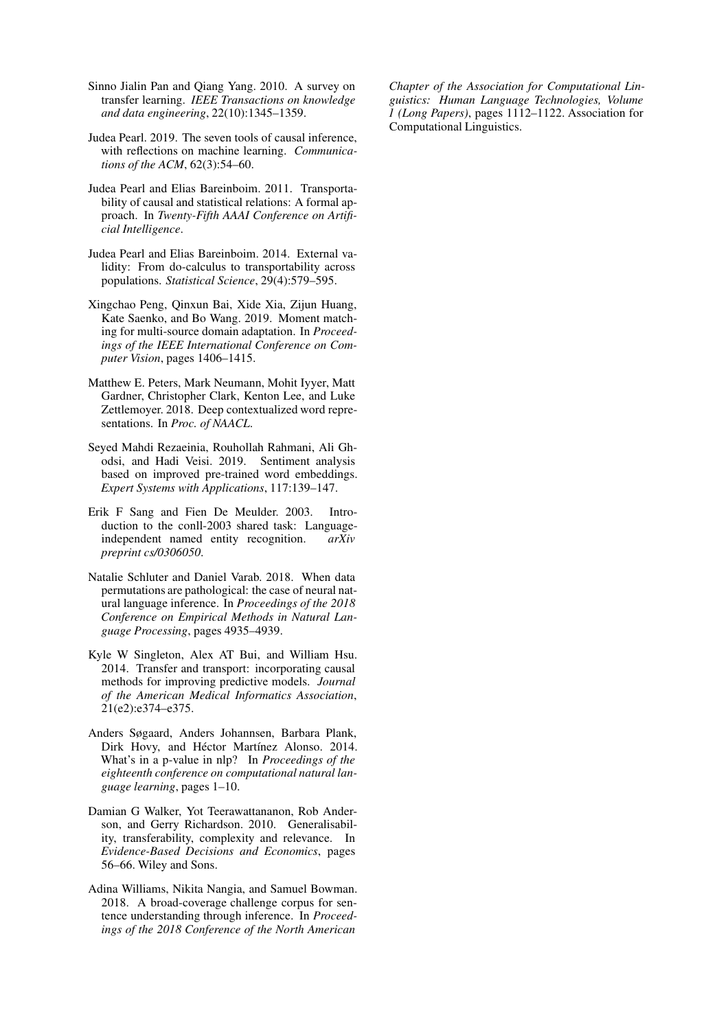Sinno Jialin Pan and Qiang Yang. 2010. A survey on transfer learning. *IEEE Transactions on knowledge and data engineering*, 22(10):1345–1359.

Judea Pearl. 2019. The seven tools of causal inference, with reflections on machine learning. *Communications of the ACM*, 62(3):54–60.

Judea Pearl and Elias Bareinboim. 2011. Transportability of causal and statistical relations: A formal approach. In *Twenty-Fifth AAAI Conference on Artificial Intelligence*.

Judea Pearl and Elias Bareinboim. 2014. External validity: From do-calculus to transportability across populations. *Statistical Science*, 29(4):579–595.

Xingchao Peng, Qinxun Bai, Xide Xia, Zijun Huang, Kate Saenko, and Bo Wang. 2019. Moment matching for multi-source domain adaptation. In *Proceedings of the IEEE International Conference on Computer Vision*, pages 1406–1415.

Matthew E. Peters, Mark Neumann, Mohit Iyyer, Matt Gardner, Christopher Clark, Kenton Lee, and Luke Zettlemoyer. 2018. Deep contextualized word representations. In *Proc. of NAACL*.

Seyed Mahdi Rezaeinia, Rouhollah Rahmani, Ali Ghodsi, and Hadi Veisi. 2019. Sentiment analysis based on improved pre-trained word embeddings. *Expert Systems with Applications*, 117:139–147.

Erik F Sang and Fien De Meulder. 2003. Introduction to the conll-2003 shared task: Language-independent named entity recognition. *arXiv preprint cs/0306050*.

Natalie Schluter and Daniel Varab. 2018. When data permutations are pathological: the case of neural natural language inference. In *Proceedings of the 2018 Conference on Empirical Methods in Natural Language Processing*, pages 4935–4939.

Kyle W Singleton, Alex AT Bui, and William Hsu. 2014. Transfer and transport: incorporating causal methods for improving predictive models. *Journal of the American Medical Informatics Association*, 21(e2):e374–e375.

Anders Søgaard, Anders Johannsen, Barbara Plank, Dirk Hovy, and Héctor Martínez Alonso. 2014. What's in a p-value in nlp? In *Proceedings of the eighteenth conference on computational natural language learning*, pages 1–10.

Damian G Walker, Yot Teerawattananon, Rob Anderson, and Gerry Richardson. 2010. Generalisability, transferability, complexity and relevance. In *Evidence-Based Decisions and Economics*, pages 56–66. Wiley and Sons.

Adina Williams, Nikita Nangia, and Samuel Bowman. 2018. A broad-coverage challenge corpus for sentence understanding through inference. In *Proceedings of the 2018 Conference of the North American Chapter of the Association for Computational Linguistics: Human Language Technologies, Volume 1 (Long Papers)*, pages 1112–1122. Association for Computational Linguistics.